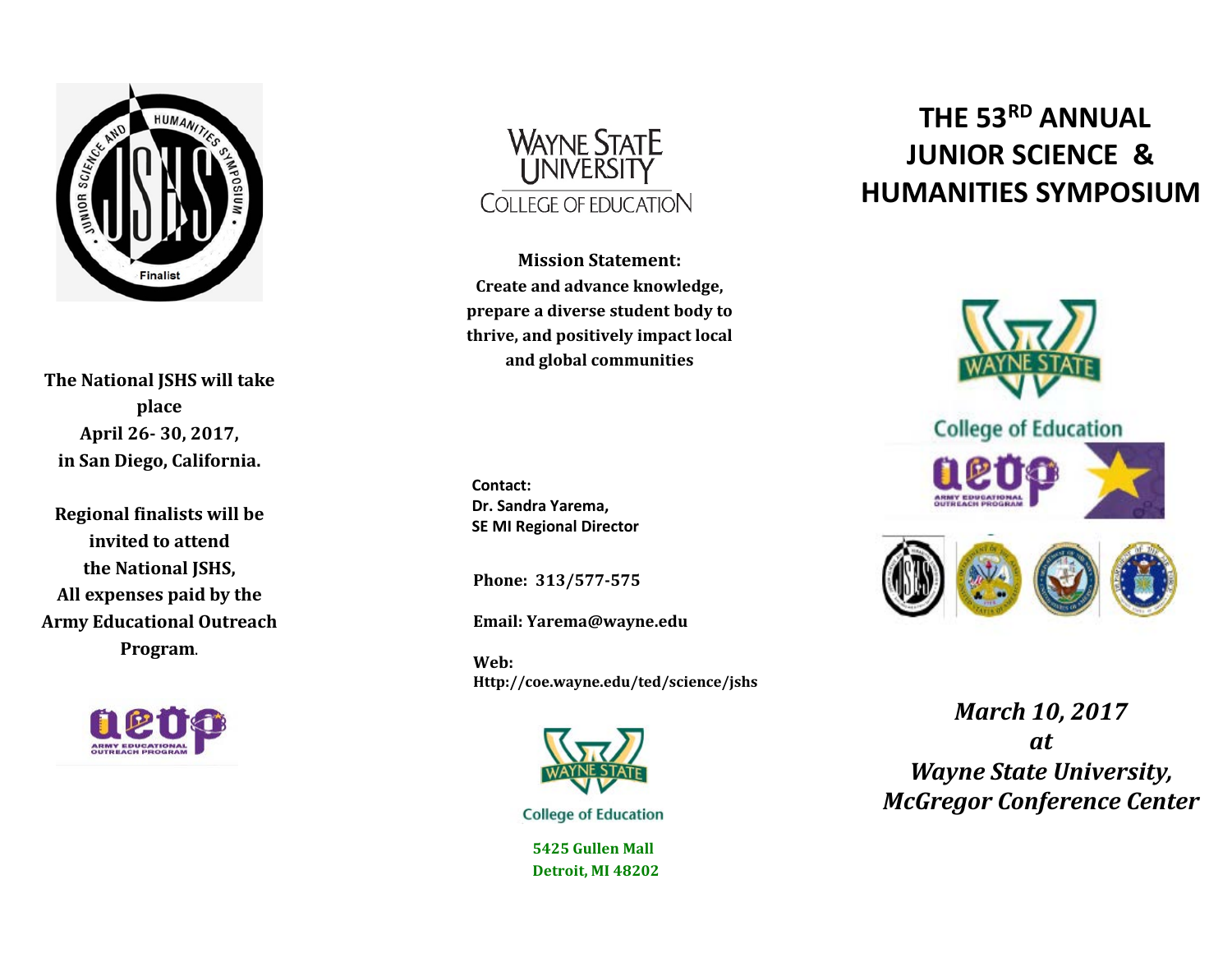The National JSHS will take place April 26- 30, 2017, in San Diego, California.

Regional finalists will be invited to attend the National JSHS, All expenses paid by the Army Educational Outreach Program.

WAYNE STATE UNIVERSITY
COLLEGE OF EDUCATION

**Mission Statement:**
**Create and advance knowledge, prepare a diverse student body to thrive, and positively impact local and global communities**

**Contact:**
**Dr. Sandra Yarema,**
**SE MI Regional Director**

**Phone: 313/577-575**

**Email: Yarema@wayne.edu**

**Web:**
**Http://coe.wayne.edu/ted/science/jshs**

College of Education

**5425 Gullen Mall**
**Detroit, MI 48202**

# THE 53RD ANNUAL JUNIOR SCIENCE & HUMANITIES SYMPOSIUM

College of Education

***March 10, 2017***
***at***
***Wayne State University,***
***McGregor Conference Center***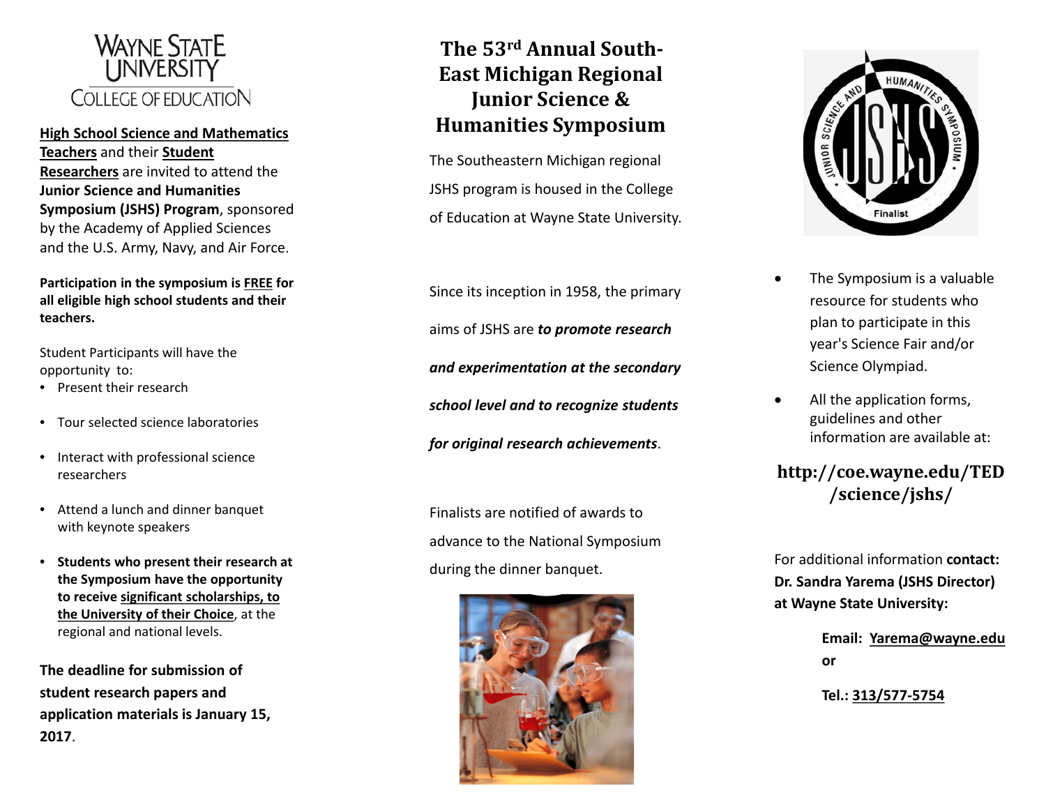WAYNE STATE UNIVERSITY
COLLEGE OF EDUCATION

**High School Science and Mathematics Teachers** and their **Student Researchers** are invited to attend the **Junior Science and Humanities Symposium (JSHS) Program**, sponsored by the Academy of Applied Sciences and the U.S. Army, Navy, and Air Force.

**Participation in the symposium is FREE for all eligible high school students and their teachers.**

Student Participants will have the opportunity to:

- Present their research
- Tour selected science laboratories
- Interact with professional science researchers
- Attend a lunch and dinner banquet with keynote speakers
- **Students who present their research at the Symposium have the opportunity to receive significant scholarships, to the University of their Choice**, at the regional and national levels.

**The deadline for submission of student research papers and application materials is January 15, 2017**.

# The 53rd Annual South-East Michigan Regional Junior Science & Humanities Symposium

The Southeastern Michigan regional JSHS program is housed in the College of Education at Wayne State University.

Since its inception in 1958, the primary aims of JSHS are ***to promote research and experimentation at the secondary school level and to recognize students for original research achievements***.

Finalists are notified of awards to advance to the National Symposium during the dinner banquet.

- The Symposium is a valuable resource for students who plan to participate in this year's Science Fair and/or Science Olympiad.
- All the application forms, guidelines and other information are available at:

**http://coe.wayne.edu/TED/science/jshs/**

For additional information **contact: Dr. Sandra Yarema (JSHS Director) at Wayne State University:**

**Email: Yarema@wayne.edu**

**or**

**Tel.: 313/577-5754**